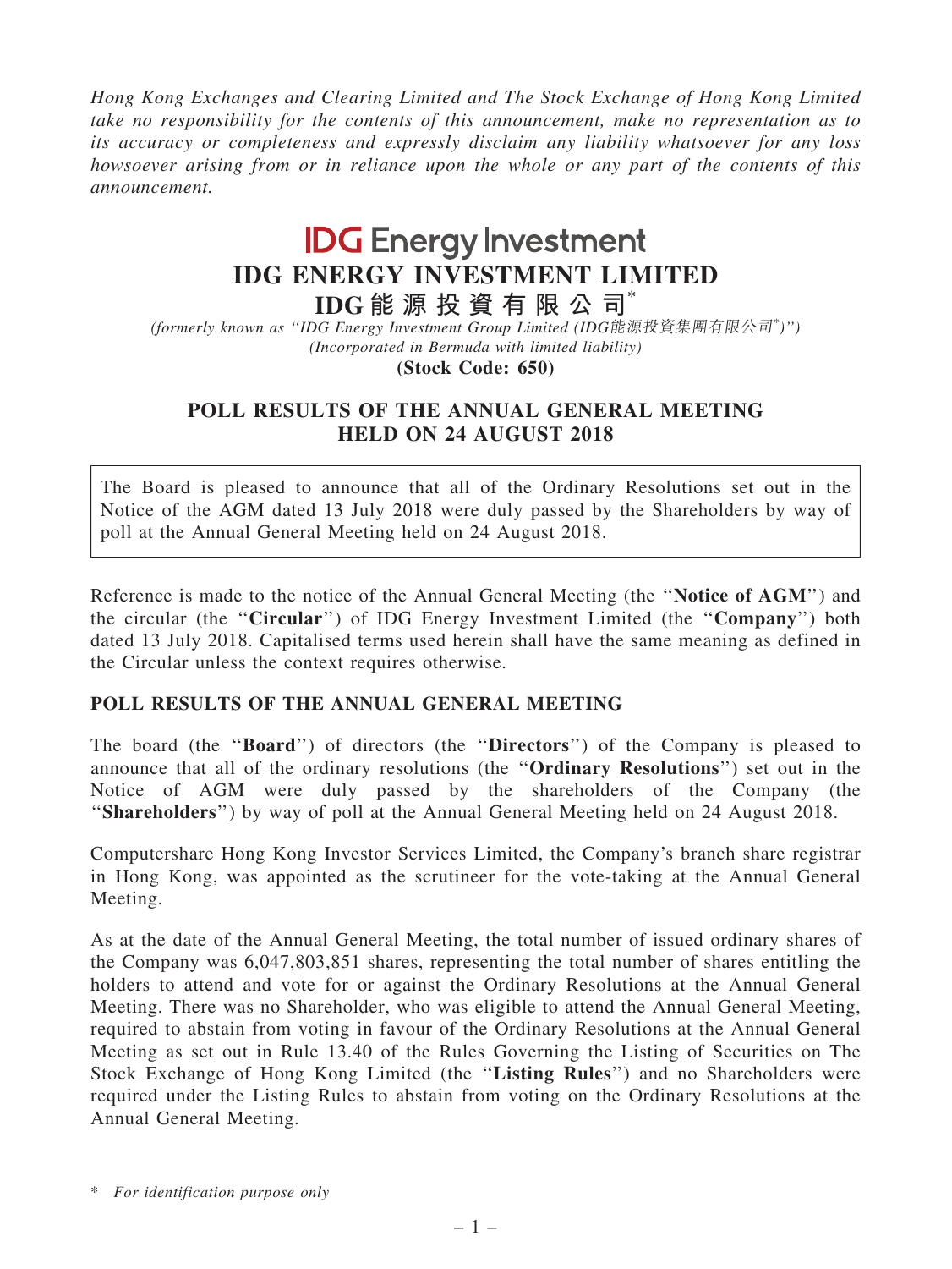*Hong Kong Exchanges and Clearing Limited and The Stock Exchange of Hong Kong Limited take no responsibility for the contents of this announcement, make no representation as to its accuracy or completeness and expressly disclaim any liability whatsoever for any loss howsoever arising from or in reliance upon the whole or any part of the contents of this announcement.*

**IDG Energy Investment**

# IDG ENERGY INVESTMENT LIMITED

**IDG能源投資有限公司*** 

*(formerly known as "IDG Energy Investment Group Limited (IDG能源投資集團有限公司*)")*
*(Incorporated in Bermuda with limited liability)*

**(Stock Code: 650)**

## POLL RESULTS OF THE ANNUAL GENERAL MEETING HELD ON 24 AUGUST 2018

The Board is pleased to announce that all of the Ordinary Resolutions set out in the Notice of the AGM dated 13 July 2018 were duly passed by the Shareholders by way of poll at the Annual General Meeting held on 24 August 2018.

Reference is made to the notice of the Annual General Meeting (the "**Notice of AGM**") and the circular (the "**Circular**") of IDG Energy Investment Limited (the "**Company**") both dated 13 July 2018. Capitalised terms used herein shall have the same meaning as defined in the Circular unless the context requires otherwise.

### POLL RESULTS OF THE ANNUAL GENERAL MEETING

The board (the "**Board**") of directors (the "**Directors**") of the Company is pleased to announce that all of the ordinary resolutions (the "**Ordinary Resolutions**") set out in the Notice of AGM were duly passed by the shareholders of the Company (the "**Shareholders**") by way of poll at the Annual General Meeting held on 24 August 2018.

Computershare Hong Kong Investor Services Limited, the Company's branch share registrar in Hong Kong, was appointed as the scrutineer for the vote-taking at the Annual General Meeting.

As at the date of the Annual General Meeting, the total number of issued ordinary shares of the Company was 6,047,803,851 shares, representing the total number of shares entitling the holders to attend and vote for or against the Ordinary Resolutions at the Annual General Meeting. There was no Shareholder, who was eligible to attend the Annual General Meeting, required to abstain from voting in favour of the Ordinary Resolutions at the Annual General Meeting as set out in Rule 13.40 of the Rules Governing the Listing of Securities on The Stock Exchange of Hong Kong Limited (the "**Listing Rules**") and no Shareholders were required under the Listing Rules to abstain from voting on the Ordinary Resolutions at the Annual General Meeting.

\* *For identification purpose only*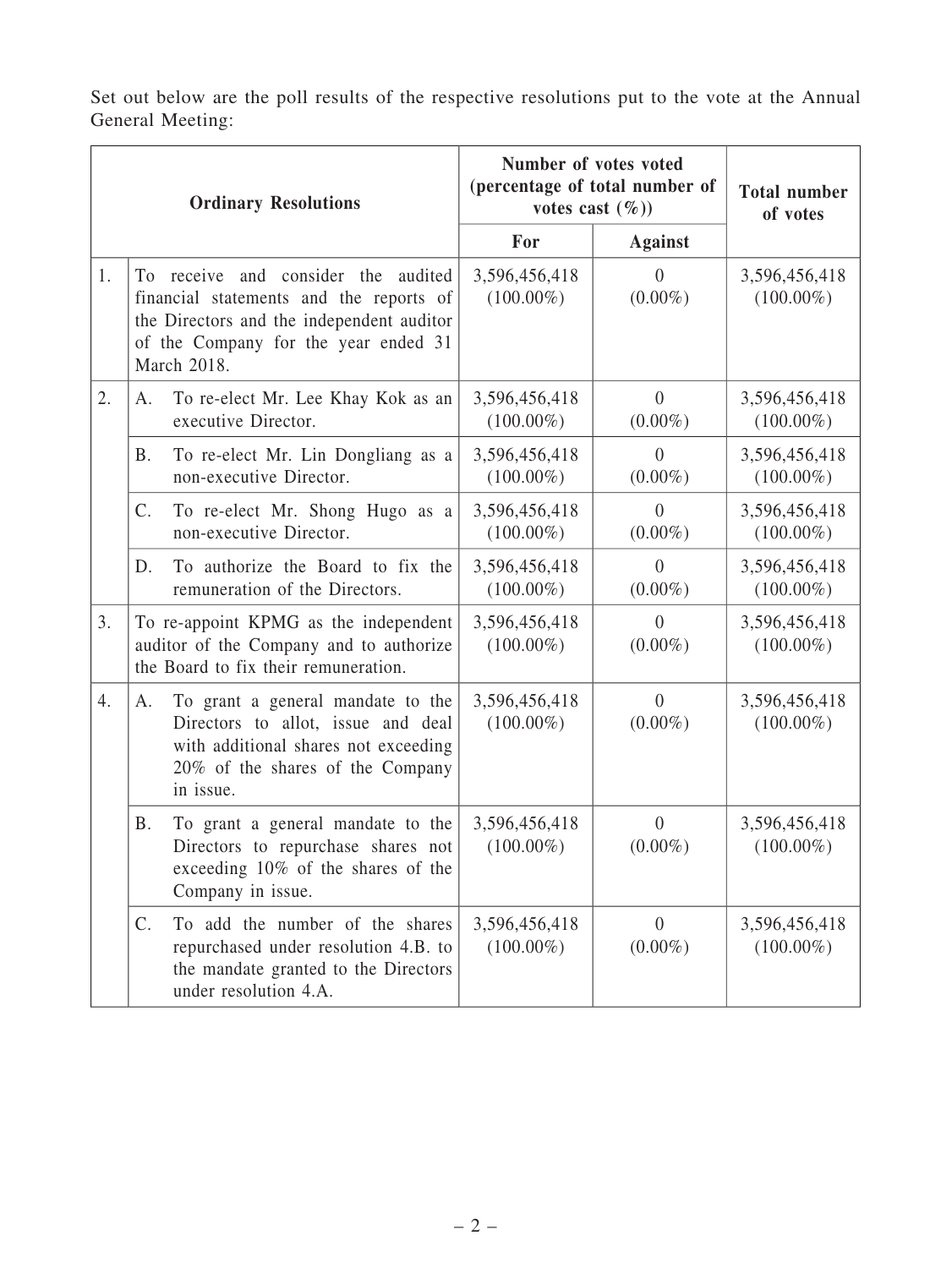Set out below are the poll results of the respective resolutions put to the vote at the Annual General Meeting:

| Ordinary Resolutions | | Number of votes voted (percentage of total number of votes cast (%)) | | Total number of votes |
|---|---|---|---|---|
| | | For | Against | |
| 1. | To receive and consider the audited financial statements and the reports of the Directors and the independent auditor of the Company for the year ended 31 March 2018. | 3,596,456,418 (100.00%) | 0 (0.00%) | 3,596,456,418 (100.00%) |
| 2. | A. To re-elect Mr. Lee Khay Kok as an executive Director. | 3,596,456,418 (100.00%) | 0 (0.00%) | 3,596,456,418 (100.00%) |
| | B. To re-elect Mr. Lin Dongliang as a non-executive Director. | 3,596,456,418 (100.00%) | 0 (0.00%) | 3,596,456,418 (100.00%) |
| | C. To re-elect Mr. Shong Hugo as a non-executive Director. | 3,596,456,418 (100.00%) | 0 (0.00%) | 3,596,456,418 (100.00%) |
| | D. To authorize the Board to fix the remuneration of the Directors. | 3,596,456,418 (100.00%) | 0 (0.00%) | 3,596,456,418 (100.00%) |
| 3. | To re-appoint KPMG as the independent auditor of the Company and to authorize the Board to fix their remuneration. | 3,596,456,418 (100.00%) | 0 (0.00%) | 3,596,456,418 (100.00%) |
| 4. | A. To grant a general mandate to the Directors to allot, issue and deal with additional shares not exceeding 20% of the shares of the Company in issue. | 3,596,456,418 (100.00%) | 0 (0.00%) | 3,596,456,418 (100.00%) |
| | B. To grant a general mandate to the Directors to repurchase shares not exceeding 10% of the shares of the Company in issue. | 3,596,456,418 (100.00%) | 0 (0.00%) | 3,596,456,418 (100.00%) |
| | C. To add the number of the shares repurchased under resolution 4.B. to the mandate granted to the Directors under resolution 4.A. | 3,596,456,418 (100.00%) | 0 (0.00%) | 3,596,456,418 (100.00%) |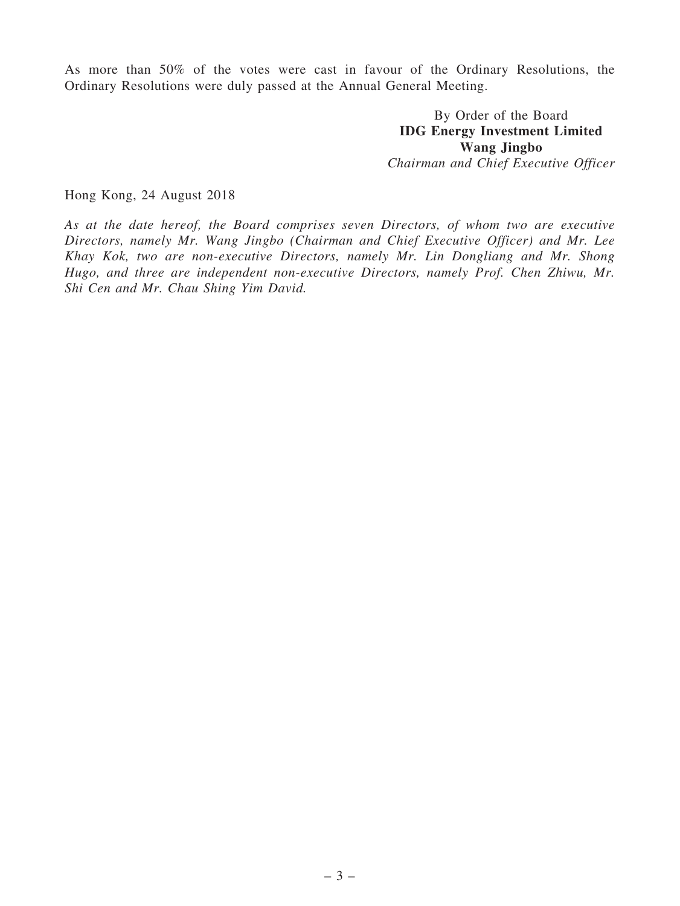As more than 50% of the votes were cast in favour of the Ordinary Resolutions, the Ordinary Resolutions were duly passed at the Annual General Meeting.

By Order of the Board
**IDG Energy Investment Limited**
**Wang Jingbo**
*Chairman and Chief Executive Officer*

Hong Kong, 24 August 2018

*As at the date hereof, the Board comprises seven Directors, of whom two are executive Directors, namely Mr. Wang Jingbo (Chairman and Chief Executive Officer) and Mr. Lee Khay Kok, two are non-executive Directors, namely Mr. Lin Dongliang and Mr. Shong Hugo, and three are independent non-executive Directors, namely Prof. Chen Zhiwu, Mr. Shi Cen and Mr. Chau Shing Yim David.*